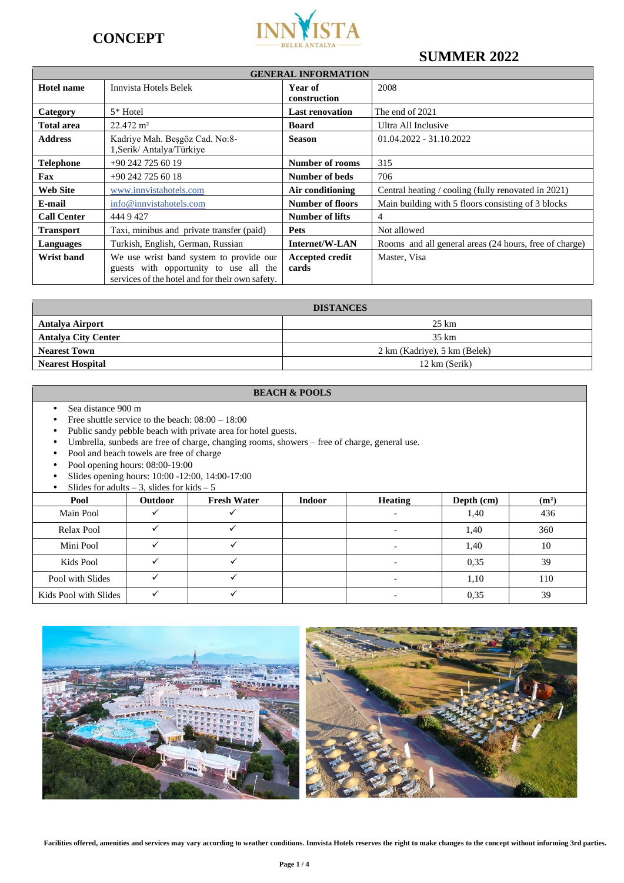# CONCEPT

**INNVISTA**
BELEK ANTALYA

## SUMMER 2022

| GENERAL INFORMATION | | | |
|---|---|---|---|
| **Hotel name** | Innvista Hotels Belek | **Year of construction** | 2008 |
| **Category** | 5* Hotel | **Last renovation** | The end of 2021 |
| **Total area** | 22.472 m² | **Board** | Ultra All Inclusive |
| **Address** | Kadriye Mah. Beşgöz Cad. No:8-1,Serik/ Antalya/Türkiye | **Season** | 01.04.2022 - 31.10.2022 |
| **Telephone** | +90 242 725 60 19 | **Number of rooms** | 315 |
| **Fax** | +90 242 725 60 18 | **Number of beds** | 706 |
| **Web Site** | www.innvistahotels.com | **Air conditioning** | Central heating / cooling (fully renovated in 2021) |
| **E-mail** | info@innvistahotels.com | **Number of floors** | Main building with 5 floors consisting of 3 blocks |
| **Call Center** | 444 9 427 | **Number of lifts** | 4 |
| **Transport** | Taxi, minibus and private transfer (paid) | **Pets** | Not allowed |
| **Languages** | Turkish, English, German, Russian | **Internet/W-LAN** | Rooms and all general areas (24 hours, free of charge) |
| **Wrist band** | We use wrist band system to provide our guests with opportunity to use all the services of the hotel and for their own safety. | **Accepted credit cards** | Master, Visa |

| DISTANCES | |
|---|---|
| **Antalya Airport** | 25 km |
| **Antalya City Center** | 35 km |
| **Nearest Town** | 2 km (Kadriye), 5 km (Belek) |
| **Nearest Hospital** | 12 km (Serik) |

### BEACH & POOLS

- Sea distance 900 m
- Free shuttle service to the beach: 08:00 – 18:00
- Public sandy pebble beach with private area for hotel guests.
- Umbrella, sunbeds are free of charge, changing rooms, showers – free of charge, general use.
- Pool and beach towels are free of charge
- Pool opening hours: 08:00-19:00
- Slides opening hours: 10:00 -12:00, 14:00-17:00
- Slides for adults – 3, slides for kids – 5

| Pool | Outdoor | Fresh Water | Indoor | Heating | Depth (cm) | (m²) |
|---|---|---|---|---|---|---|
| Main Pool | ✓ | ✓ | | - | 1,40 | 436 |
| Relax Pool | ✓ | ✓ | | - | 1,40 | 360 |
| Mini Pool | ✓ | ✓ | | - | 1,40 | 10 |
| Kids Pool | ✓ | ✓ | | - | 0,35 | 39 |
| Pool with Slides | ✓ | ✓ | | - | 1,10 | 110 |
| Kids Pool with Slides | ✓ | ✓ | | - | 0,35 | 39 |

**Facilities offered, amenities and services may vary according to weather conditions. Innvista Hotels reserves the right to make changes to the concept without informing 3rd parties.**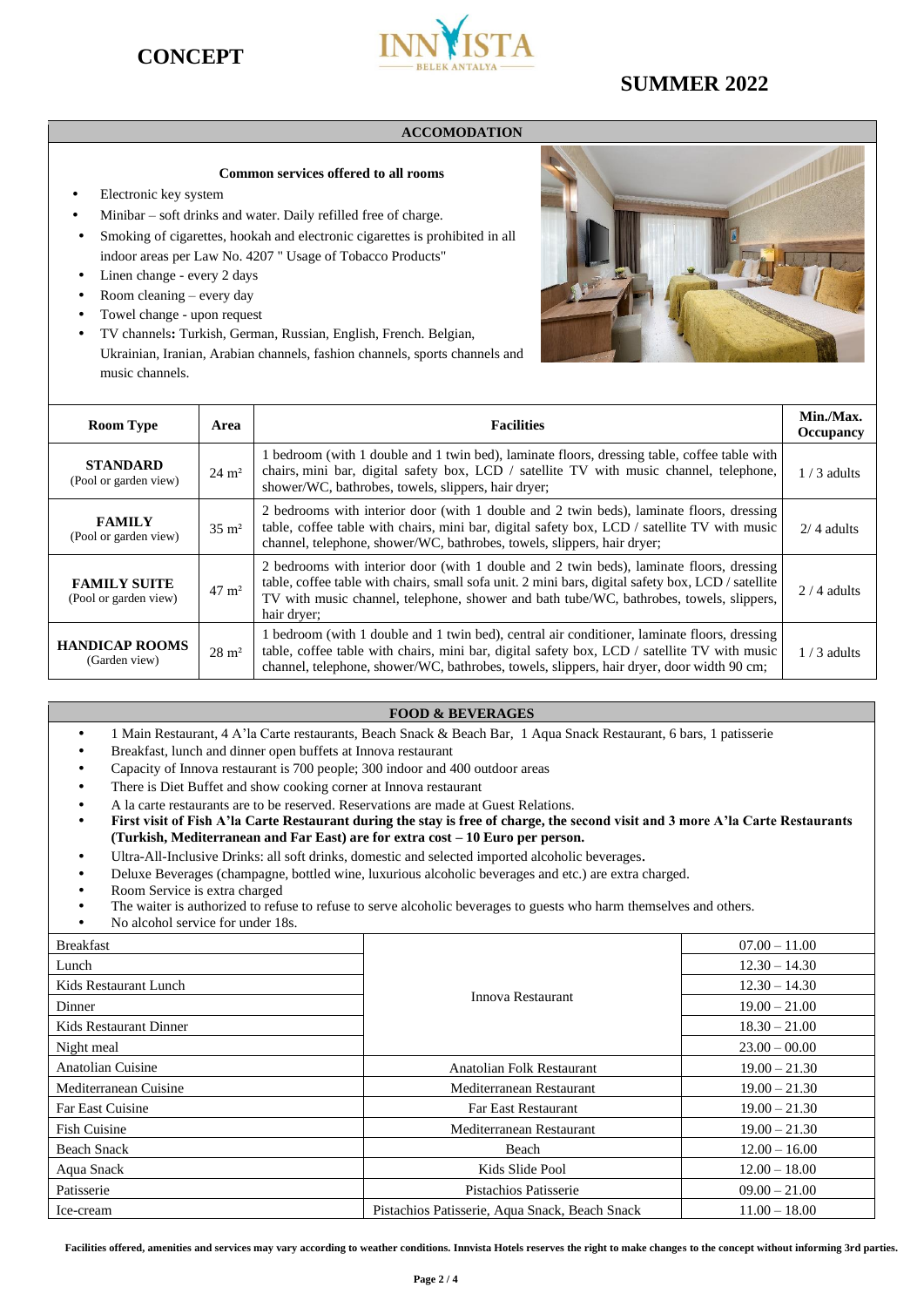# CONCEPT

## SUMMER 2022

## ACCOMODATION

**Common services offered to all rooms**

- Electronic key system
- Minibar – soft drinks and water. Daily refilled free of charge.
- Smoking of cigarettes, hookah and electronic cigarettes is prohibited in all indoor areas per Law No. 4207 " Usage of Tobacco Products"
- Linen change - every 2 days
- Room cleaning – every day
- Towel change - upon request
- TV channels**:** Turkish, German, Russian, English, French. Belgian, Ukrainian, Iranian, Arabian channels, fashion channels, sports channels and music channels.

| Room Type | Area | Facilities | Min./Max. Occupancy |
|---|---|---|---|
| **STANDARD** (Pool or garden view) | 24 m² | 1 bedroom (with 1 double and 1 twin bed), laminate floors, dressing table, coffee table with chairs, mini bar, digital safety box, LCD / satellite TV with music channel, telephone, shower/WC, bathrobes, towels, slippers, hair dryer; | 1 / 3 adults |
| **FAMILY** (Pool or garden view) | 35 m² | 2 bedrooms with interior door (with 1 double and 2 twin beds), laminate floors, dressing table, coffee table with chairs, mini bar, digital safety box, LCD / satellite TV with music channel, telephone, shower/WC, bathrobes, towels, slippers, hair dryer; | 2/ 4 adults |
| **FAMILY SUITE** (Pool or garden view) | 47 m² | 2 bedrooms with interior door (with 1 double and 2 twin beds), laminate floors, dressing table, coffee table with chairs, small sofa unit. 2 mini bars, digital safety box, LCD / satellite TV with music channel, telephone, shower and bath tube/WC, bathrobes, towels, slippers, hair dryer; | 2 / 4 adults |
| **HANDICAP ROOMS** (Garden view) | 28 m² | 1 bedroom (with 1 double and 1 twin bed), central air conditioner, laminate floors, dressing table, coffee table with chairs, mini bar, digital safety box, LCD / satellite TV with music channel, telephone, shower/WC, bathrobes, towels, slippers, hair dryer, door width 90 cm; | 1 / 3 adults |

## FOOD & BEVERAGES

- 1 Main Restaurant, 4 A'la Carte restaurants, Beach Snack & Beach Bar, 1 Aqua Snack Restaurant, 6 bars, 1 patisserie
- Breakfast, lunch and dinner open buffets at Innova restaurant
- Capacity of Innova restaurant is 700 people; 300 indoor and 400 outdoor areas
- There is Diet Buffet and show cooking corner at Innova restaurant
- A la carte restaurants are to be reserved. Reservations are made at Guest Relations.
- **First visit of Fish A'la Carte Restaurant during the stay is free of charge, the second visit and 3 more A'la Carte Restaurants (Turkish, Mediterranean and Far East) are for extra cost – 10 Euro per person.**
- Ultra-All-Inclusive Drinks: all soft drinks, domestic and selected imported alcoholic beverages.
- Deluxe Beverages (champagne, bottled wine, luxurious alcoholic beverages and etc.) are extra charged.
- Room Service is extra charged
- The waiter is authorized to refuse to refuse to serve alcoholic beverages to guests who harm themselves and others.
- No alcohol service for under 18s.

| | | |
|---|---|---|
| Breakfast | Innova Restaurant | 07.00 – 11.00 |
| Lunch | Innova Restaurant | 12.30 – 14.30 |
| Kids Restaurant Lunch | Innova Restaurant | 12.30 – 14.30 |
| Dinner | Innova Restaurant | 19.00 – 21.00 |
| Kids Restaurant Dinner | Innova Restaurant | 18.30 – 21.00 |
| Night meal | Innova Restaurant | 23.00 – 00.00 |
| Anatolian Cuisine | Anatolian Folk Restaurant | 19.00 – 21.30 |
| Mediterranean Cuisine | Mediterranean Restaurant | 19.00 – 21.30 |
| Far East Cuisine | Far East Restaurant | 19.00 – 21.30 |
| Fish Cuisine | Mediterranean Restaurant | 19.00 – 21.30 |
| Beach Snack | Beach | 12.00 – 16.00 |
| Aqua Snack | Kids Slide Pool | 12.00 – 18.00 |
| Patisserie | Pistachios Patisserie | 09.00 – 21.00 |
| Ice-cream | Pistachios Patisserie, Aqua Snack, Beach Snack | 11.00 – 18.00 |

**Facilities offered, amenities and services may vary according to weather conditions. Innvista Hotels reserves the right to make changes to the concept without informing 3rd parties.**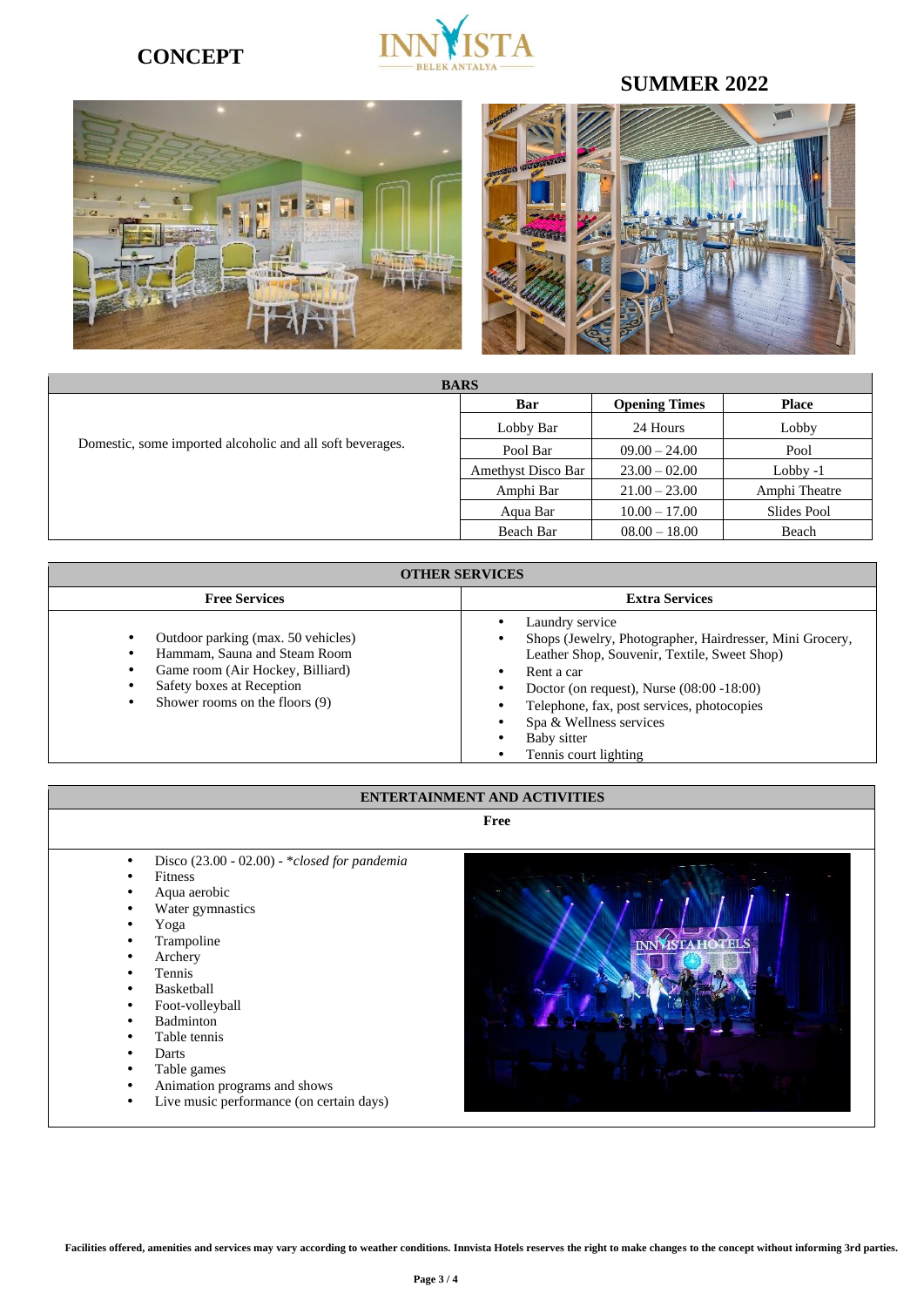**CONCEPT**

## SUMMER 2022

| BARS | | | |
|---|---|---|---|
| Domestic, some imported alcoholic and all soft beverages. | **Bar** | **Opening Times** | **Place** |
| | Lobby Bar | 24 Hours | Lobby |
| | Pool Bar | 09.00 – 24.00 | Pool |
| | Amethyst Disco Bar | 23.00 – 02.00 | Lobby -1 |
| | Amphi Bar | 21.00 – 23.00 | Amphi Theatre |
| | Aqua Bar | 10.00 – 17.00 | Slides Pool |
| | Beach Bar | 08.00 – 18.00 | Beach |

### OTHER SERVICES

| Free Services | Extra Services |
|---|---|
| • Outdoor parking (max. 50 vehicles)<br>• Hammam, Sauna and Steam Room<br>• Game room (Air Hockey, Billiard)<br>• Safety boxes at Reception<br>• Shower rooms on the floors (9) | • Laundry service<br>• Shops (Jewelry, Photographer, Hairdresser, Mini Grocery, Leather Shop, Souvenir, Textile, Sweet Shop)<br>• Rent a car<br>• Doctor (on request), Nurse (08:00 -18:00)<br>• Telephone, fax, post services, photocopies<br>• Spa & Wellness services<br>• Baby sitter<br>• Tennis court lighting |

### ENTERTAINMENT AND ACTIVITIES

**Free**

- Disco (23.00 - 02.00) - *\*closed for pandemia*
- Fitness
- Aqua aerobic
- Water gymnastics
- Yoga
- Trampoline
- Archery
- Tennis
- Basketball
- Foot-volleyball
- Badminton
- Table tennis
- Darts
- Table games
- Animation programs and shows
- Live music performance (on certain days)

**Facilities offered, amenities and services may vary according to weather conditions. Innvista Hotels reserves the right to make changes to the concept without informing 3rd parties.**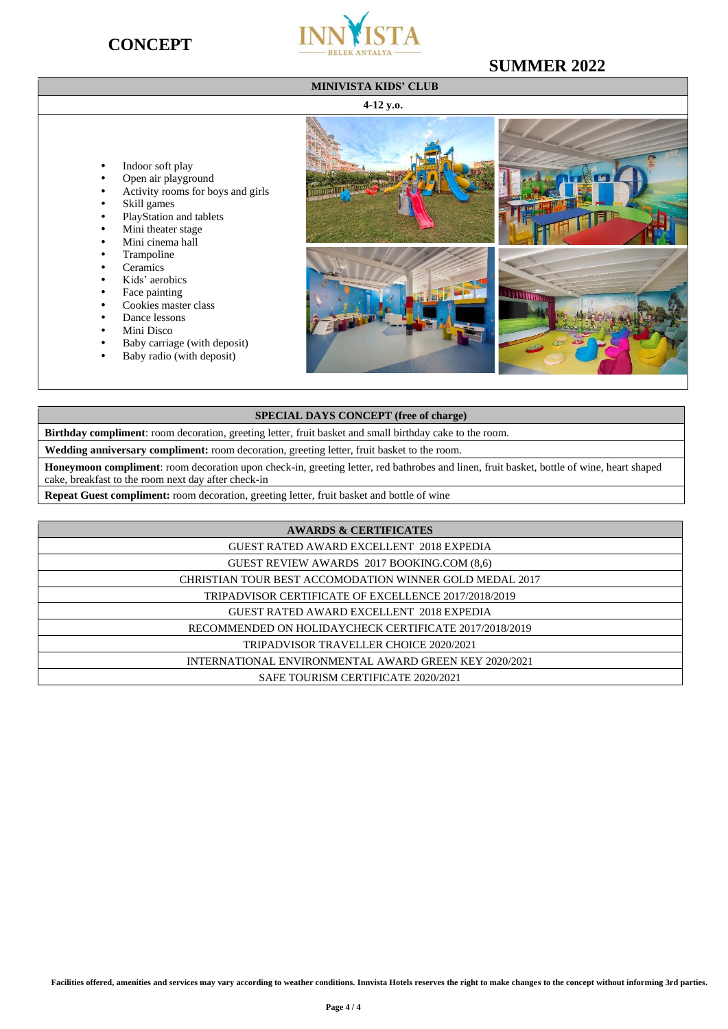# CONCEPT

INNVISTA BELEK ANTALYA

## SUMMER 2022

### MINIVISTA KIDS' CLUB

**4-12 y.o.**

- Indoor soft play
- Open air playground
- Activity rooms for boys and girls
- Skill games
- PlayStation and tablets
- Mini theater stage
- Mini cinema hall
- Trampoline
- Ceramics
- Kids' aerobics
- Face painting
- Cookies master class
- Dance lessons
- Mini Disco
- Baby carriage (with deposit)
- Baby radio (with deposit)

### SPECIAL DAYS CONCEPT (free of charge)

**Birthday compliment**: room decoration, greeting letter, fruit basket and small birthday cake to the room.

**Wedding anniversary compliment:** room decoration, greeting letter, fruit basket to the room.

**Honeymoon compliment**: room decoration upon check-in, greeting letter, red bathrobes and linen, fruit basket, bottle of wine, heart shaped cake, breakfast to the room next day after check-in

**Repeat Guest compliment:** room decoration, greeting letter, fruit basket and bottle of wine

| AWARDS & CERTIFICATES |
|---|
| GUEST RATED AWARD EXCELLENT 2018 EXPEDIA |
| GUEST REVIEW AWARDS 2017 BOOKING.COM (8,6) |
| CHRISTIAN TOUR BEST ACCOMODATION WINNER GOLD MEDAL 2017 |
| TRIPADVISOR CERTIFICATE OF EXCELLENCE 2017/2018/2019 |
| GUEST RATED AWARD EXCELLENT 2018 EXPEDIA |
| RECOMMENDED ON HOLIDAYCHECK CERTIFICATE 2017/2018/2019 |
| TRIPADVISOR TRAVELLER CHOICE 2020/2021 |
| INTERNATIONAL ENVIRONMENTAL AWARD GREEN KEY 2020/2021 |
| SAFE TOURISM CERTIFICATE 2020/2021 |

**Facilities offered, amenities and services may vary according to weather conditions. Innvista Hotels reserves the right to make changes to the concept without informing 3rd parties.**